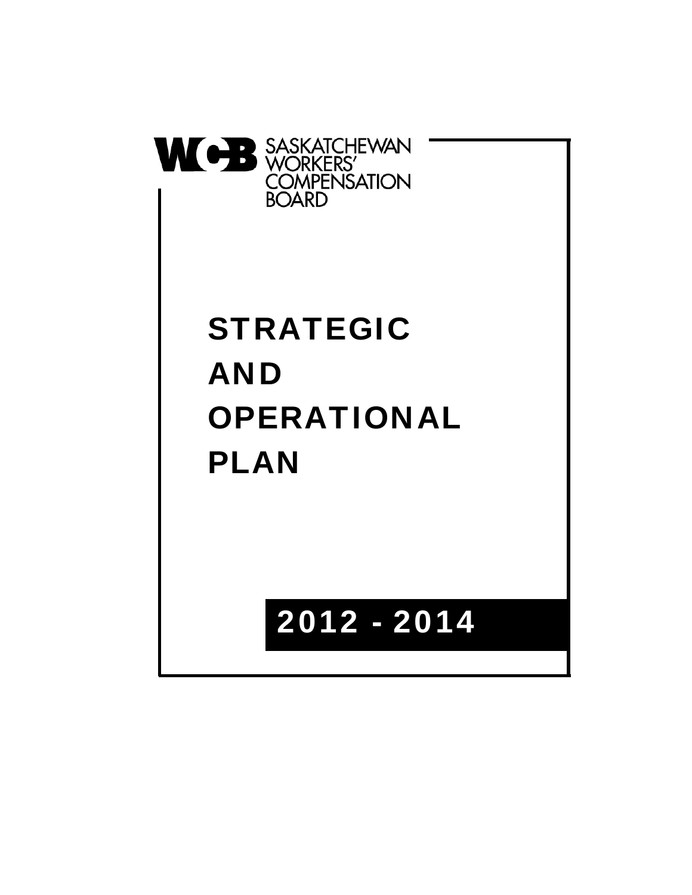WCB SASKATCHEWAN WORKERS' COMPENSATION BOARD

# STRATEGIC AND OPERATIONAL PLAN

## 2012 - 2014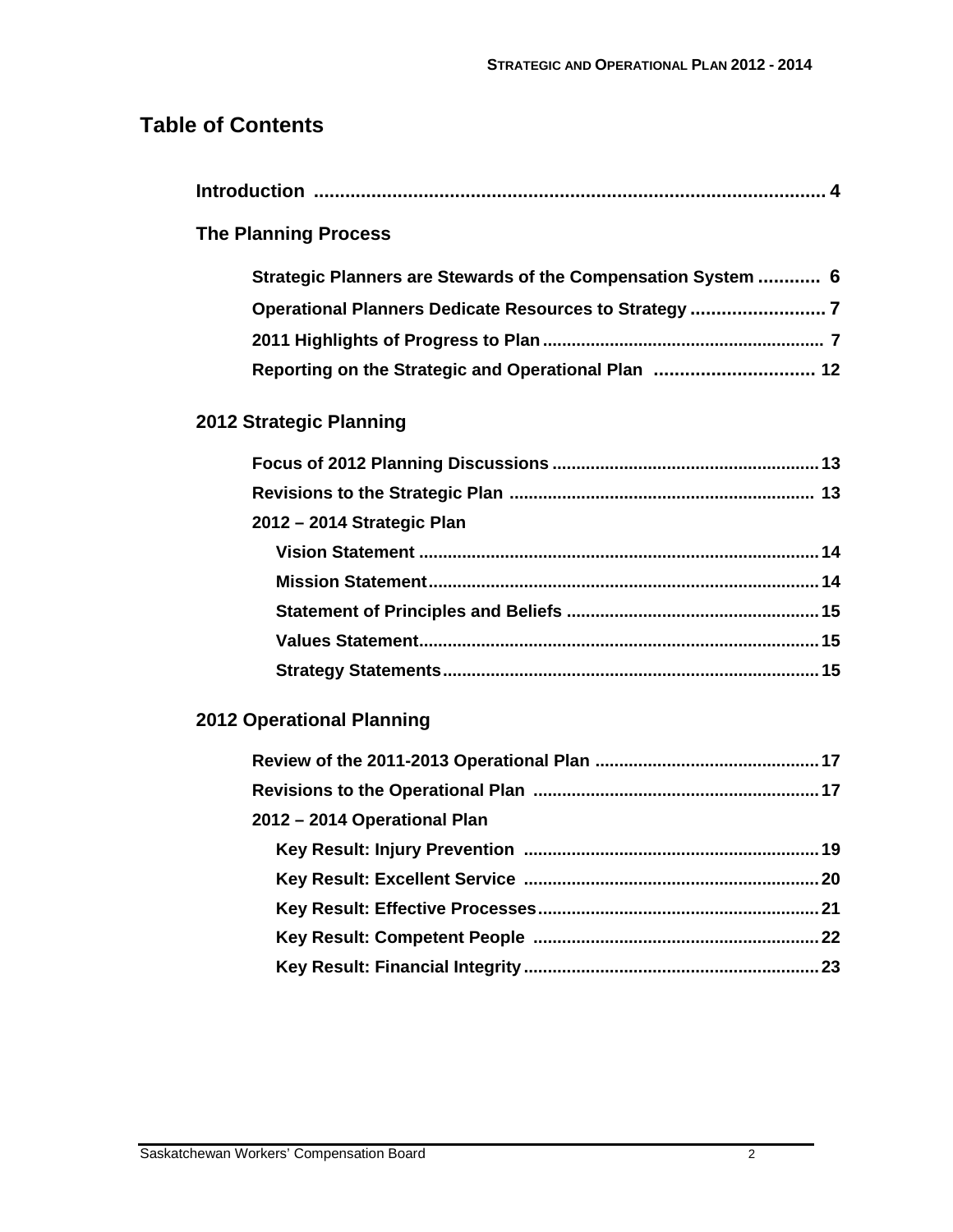# Table of Contents

**Introduction** .......... 4

**The Planning Process**

- **Strategic Planners are Stewards of the Compensation System** .......... 6
- **Operational Planners Dedicate Resources to Strategy** .......... 7
- **2011 Highlights of Progress to Plan** .......... 7
- **Reporting on the Strategic and Operational Plan** .......... 12

**2012 Strategic Planning**

- **Focus of 2012 Planning Discussions** .......... 13
- **Revisions to the Strategic Plan** .......... 13
- **2012 – 2014 Strategic Plan**
  - **Vision Statement** .......... 14
  - **Mission Statement** .......... 14
  - **Statement of Principles and Beliefs** .......... 15
  - **Values Statement** .......... 15
  - **Strategy Statements** .......... 15

**2012 Operational Planning**

- **Review of the 2011-2013 Operational Plan** .......... 17
- **Revisions to the Operational Plan** .......... 17
- **2012 – 2014 Operational Plan**
  - **Key Result: Injury Prevention** .......... 19
  - **Key Result: Excellent Service** .......... 20
  - **Key Result: Effective Processes** .......... 21
  - **Key Result: Competent People** .......... 22
  - **Key Result: Financial Integrity** .......... 23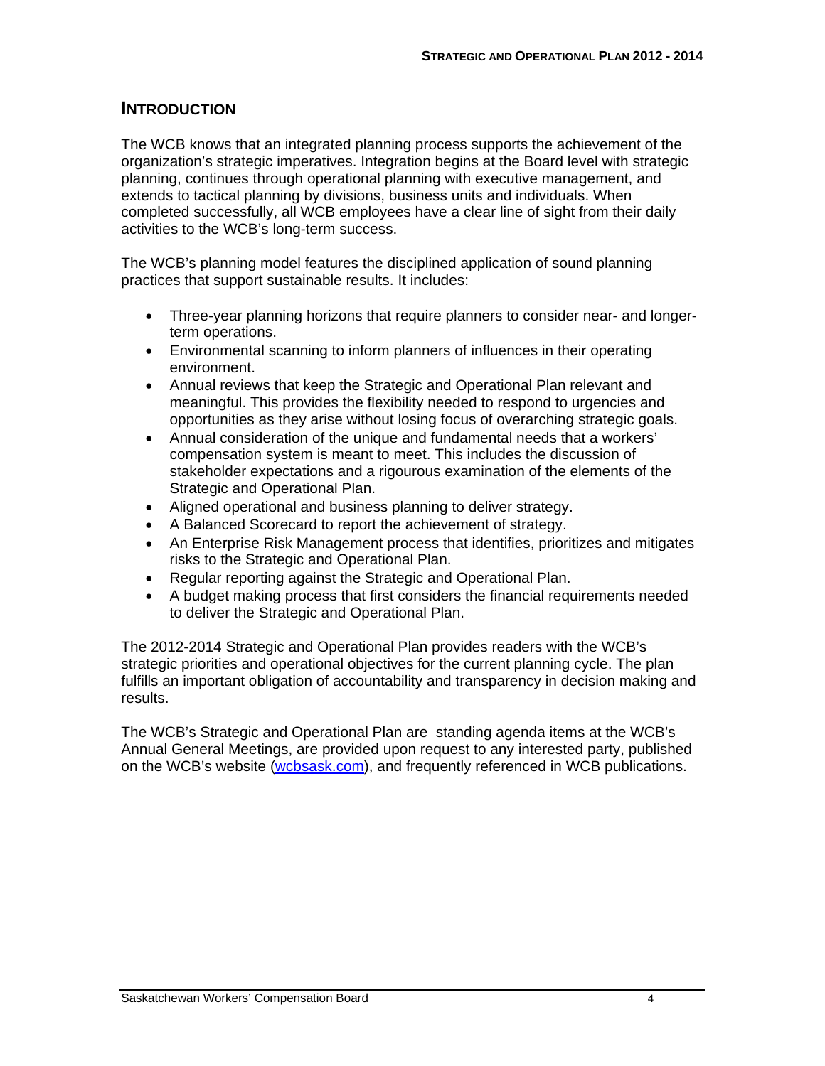## INTRODUCTION

The WCB knows that an integrated planning process supports the achievement of the organization's strategic imperatives. Integration begins at the Board level with strategic planning, continues through operational planning with executive management, and extends to tactical planning by divisions, business units and individuals. When completed successfully, all WCB employees have a clear line of sight from their daily activities to the WCB's long-term success.

The WCB's planning model features the disciplined application of sound planning practices that support sustainable results. It includes:

- Three-year planning horizons that require planners to consider near- and longer-term operations.
- Environmental scanning to inform planners of influences in their operating environment.
- Annual reviews that keep the Strategic and Operational Plan relevant and meaningful. This provides the flexibility needed to respond to urgencies and opportunities as they arise without losing focus of overarching strategic goals.
- Annual consideration of the unique and fundamental needs that a workers' compensation system is meant to meet. This includes the discussion of stakeholder expectations and a rigourous examination of the elements of the Strategic and Operational Plan.
- Aligned operational and business planning to deliver strategy.
- A Balanced Scorecard to report the achievement of strategy.
- An Enterprise Risk Management process that identifies, prioritizes and mitigates risks to the Strategic and Operational Plan.
- Regular reporting against the Strategic and Operational Plan.
- A budget making process that first considers the financial requirements needed to deliver the Strategic and Operational Plan.

The 2012-2014 Strategic and Operational Plan provides readers with the WCB's strategic priorities and operational objectives for the current planning cycle. The plan fulfills an important obligation of accountability and transparency in decision making and results.

The WCB's Strategic and Operational Plan are standing agenda items at the WCB's Annual General Meetings, are provided upon request to any interested party, published on the WCB's website (wcbsask.com), and frequently referenced in WCB publications.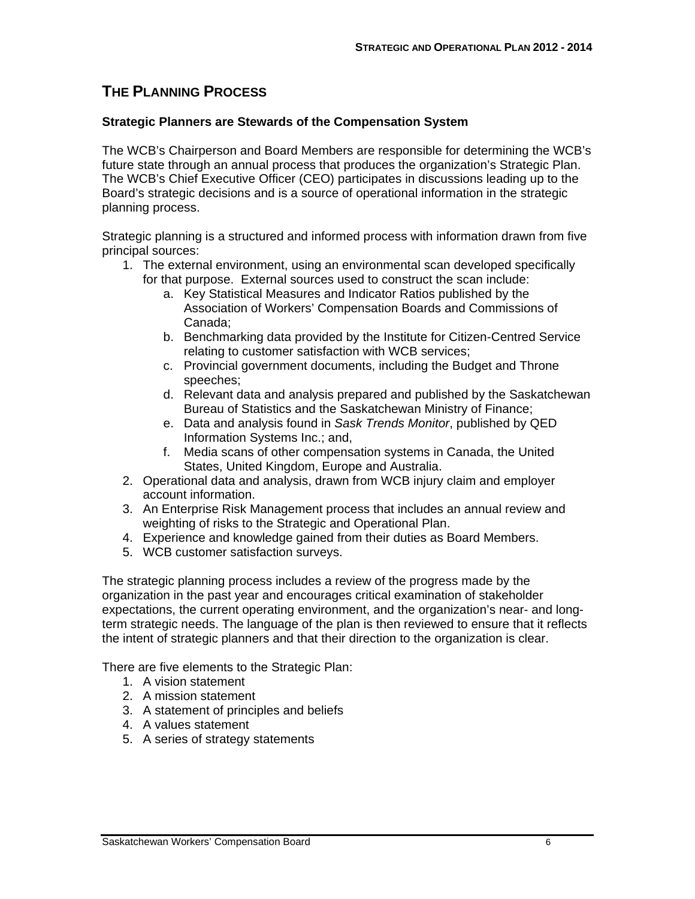# THE PLANNING PROCESS

### Strategic Planners are Stewards of the Compensation System

The WCB's Chairperson and Board Members are responsible for determining the WCB's future state through an annual process that produces the organization's Strategic Plan. The WCB's Chief Executive Officer (CEO) participates in discussions leading up to the Board's strategic decisions and is a source of operational information in the strategic planning process.

Strategic planning is a structured and informed process with information drawn from five principal sources:

1. The external environment, using an environmental scan developed specifically for that purpose. External sources used to construct the scan include:
    a. Key Statistical Measures and Indicator Ratios published by the Association of Workers' Compensation Boards and Commissions of Canada;
    b. Benchmarking data provided by the Institute for Citizen-Centred Service relating to customer satisfaction with WCB services;
    c. Provincial government documents, including the Budget and Throne speeches;
    d. Relevant data and analysis prepared and published by the Saskatchewan Bureau of Statistics and the Saskatchewan Ministry of Finance;
    e. Data and analysis found in *Sask Trends Monitor*, published by QED Information Systems Inc.; and,
    f. Media scans of other compensation systems in Canada, the United States, United Kingdom, Europe and Australia.
2. Operational data and analysis, drawn from WCB injury claim and employer account information.
3. An Enterprise Risk Management process that includes an annual review and weighting of risks to the Strategic and Operational Plan.
4. Experience and knowledge gained from their duties as Board Members.
5. WCB customer satisfaction surveys.

The strategic planning process includes a review of the progress made by the organization in the past year and encourages critical examination of stakeholder expectations, the current operating environment, and the organization's near- and long-term strategic needs. The language of the plan is then reviewed to ensure that it reflects the intent of strategic planners and that their direction to the organization is clear.

There are five elements to the Strategic Plan:

1. A vision statement
2. A mission statement
3. A statement of principles and beliefs
4. A values statement
5. A series of strategy statements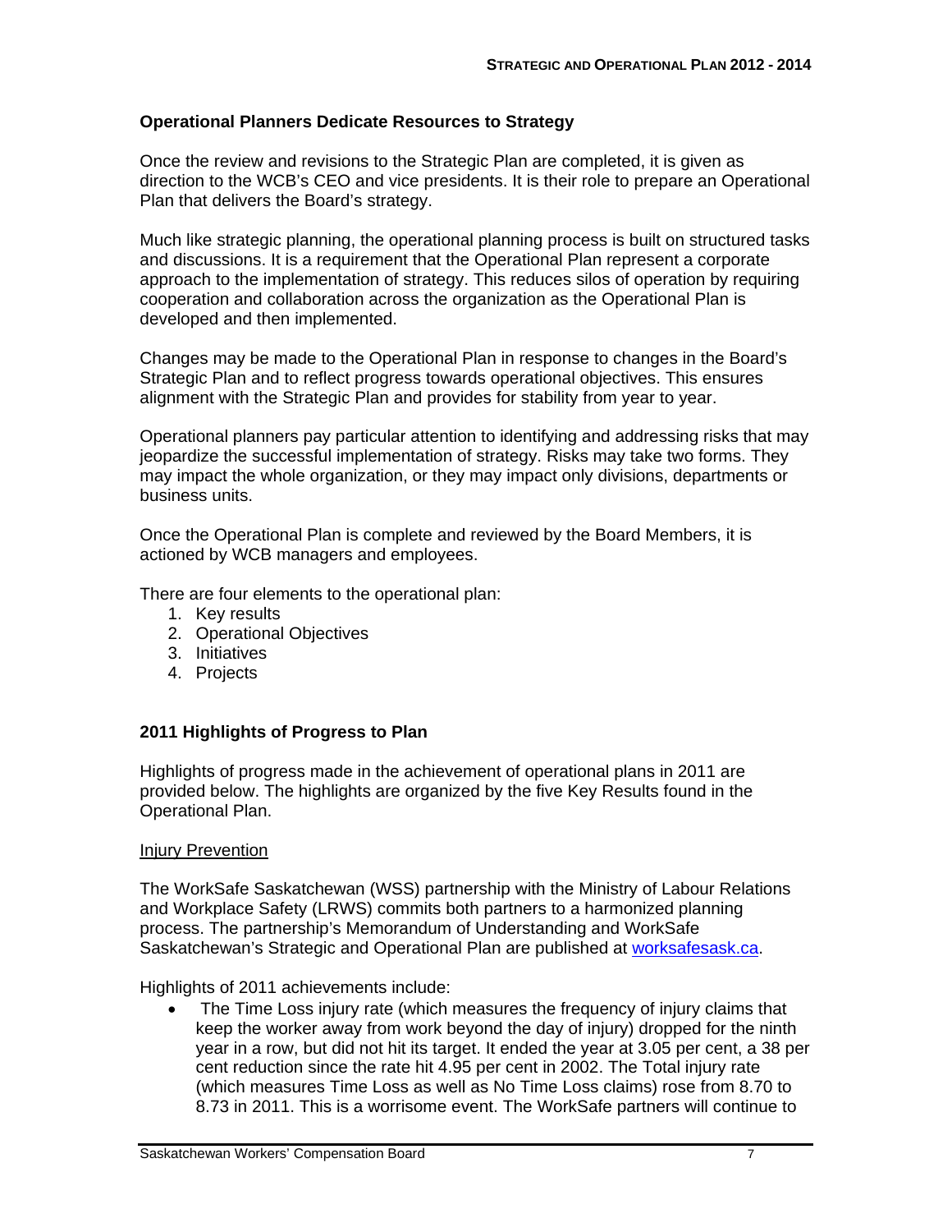## Operational Planners Dedicate Resources to Strategy

Once the review and revisions to the Strategic Plan are completed, it is given as direction to the WCB's CEO and vice presidents. It is their role to prepare an Operational Plan that delivers the Board's strategy.

Much like strategic planning, the operational planning process is built on structured tasks and discussions. It is a requirement that the Operational Plan represent a corporate approach to the implementation of strategy. This reduces silos of operation by requiring cooperation and collaboration across the organization as the Operational Plan is developed and then implemented.

Changes may be made to the Operational Plan in response to changes in the Board's Strategic Plan and to reflect progress towards operational objectives. This ensures alignment with the Strategic Plan and provides for stability from year to year.

Operational planners pay particular attention to identifying and addressing risks that may jeopardize the successful implementation of strategy. Risks may take two forms. They may impact the whole organization, or they may impact only divisions, departments or business units.

Once the Operational Plan is complete and reviewed by the Board Members, it is actioned by WCB managers and employees.

There are four elements to the operational plan:

1. Key results
2. Operational Objectives
3. Initiatives
4. Projects

## 2011 Highlights of Progress to Plan

Highlights of progress made in the achievement of operational plans in 2011 are provided below. The highlights are organized by the five Key Results found in the Operational Plan.

<u>Injury Prevention</u>

The WorkSafe Saskatchewan (WSS) partnership with the Ministry of Labour Relations and Workplace Safety (LRWS) commits both partners to a harmonized planning process. The partnership's Memorandum of Understanding and WorkSafe Saskatchewan's Strategic and Operational Plan are published at worksafesask.ca.

Highlights of 2011 achievements include:

- The Time Loss injury rate (which measures the frequency of injury claims that keep the worker away from work beyond the day of injury) dropped for the ninth year in a row, but did not hit its target. It ended the year at 3.05 per cent, a 38 per cent reduction since the rate hit 4.95 per cent in 2002. The Total injury rate (which measures Time Loss as well as No Time Loss claims) rose from 8.70 to 8.73 in 2011. This is a worrisome event. The WorkSafe partners will continue to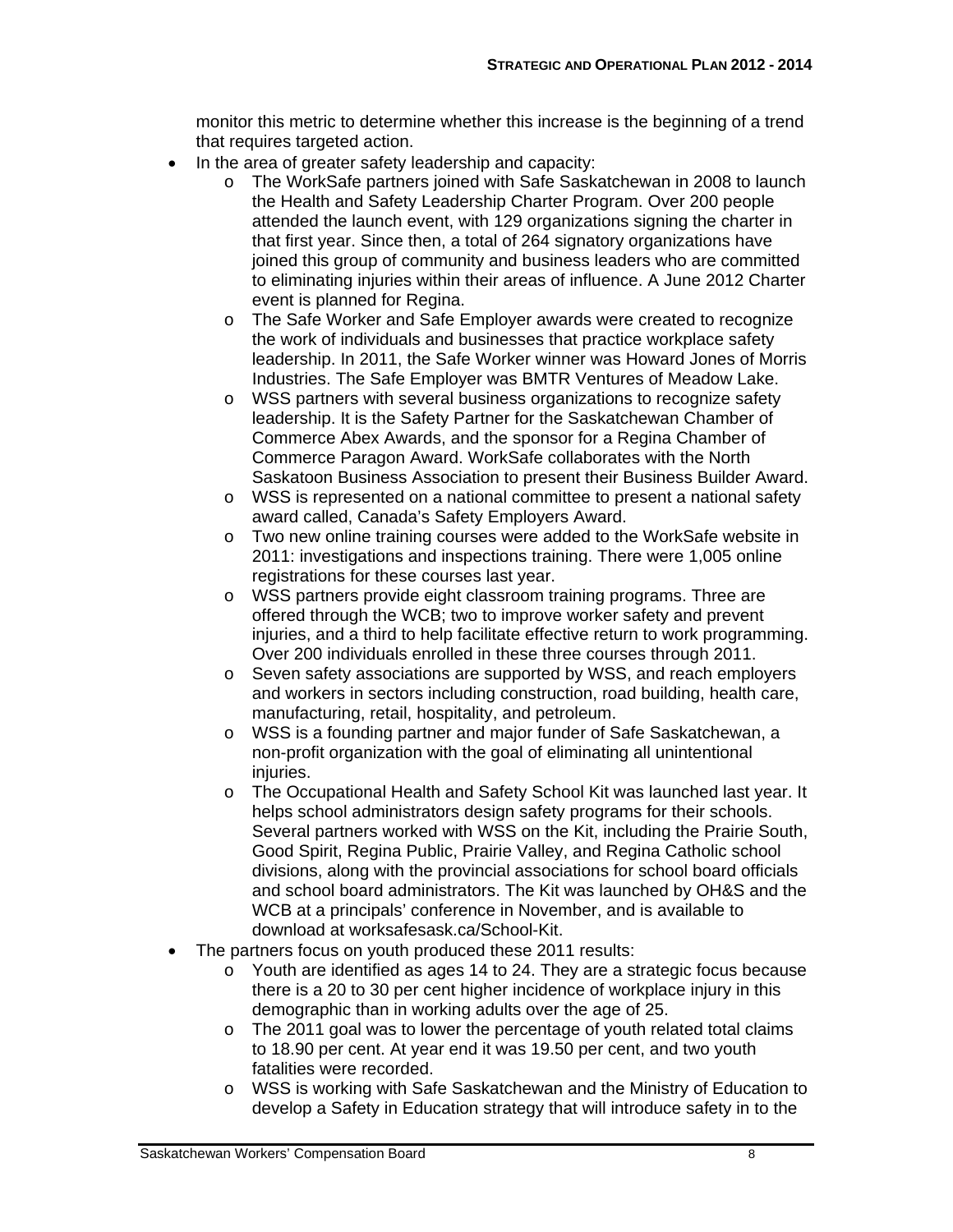monitor this metric to determine whether this increase is the beginning of a trend that requires targeted action.

- In the area of greater safety leadership and capacity:
  - The WorkSafe partners joined with Safe Saskatchewan in 2008 to launch the Health and Safety Leadership Charter Program. Over 200 people attended the launch event, with 129 organizations signing the charter in that first year. Since then, a total of 264 signatory organizations have joined this group of community and business leaders who are committed to eliminating injuries within their areas of influence. A June 2012 Charter event is planned for Regina.
  - The Safe Worker and Safe Employer awards were created to recognize the work of individuals and businesses that practice workplace safety leadership. In 2011, the Safe Worker winner was Howard Jones of Morris Industries. The Safe Employer was BMTR Ventures of Meadow Lake.
  - WSS partners with several business organizations to recognize safety leadership. It is the Safety Partner for the Saskatchewan Chamber of Commerce Abex Awards, and the sponsor for a Regina Chamber of Commerce Paragon Award. WorkSafe collaborates with the North Saskatoon Business Association to present their Business Builder Award.
  - WSS is represented on a national committee to present a national safety award called, Canada's Safety Employers Award.
  - Two new online training courses were added to the WorkSafe website in 2011: investigations and inspections training. There were 1,005 online registrations for these courses last year.
  - WSS partners provide eight classroom training programs. Three are offered through the WCB; two to improve worker safety and prevent injuries, and a third to help facilitate effective return to work programming. Over 200 individuals enrolled in these three courses through 2011.
  - Seven safety associations are supported by WSS, and reach employers and workers in sectors including construction, road building, health care, manufacturing, retail, hospitality, and petroleum.
  - WSS is a founding partner and major funder of Safe Saskatchewan, a non-profit organization with the goal of eliminating all unintentional injuries.
  - The Occupational Health and Safety School Kit was launched last year. It helps school administrators design safety programs for their schools. Several partners worked with WSS on the Kit, including the Prairie South, Good Spirit, Regina Public, Prairie Valley, and Regina Catholic school divisions, along with the provincial associations for school board officials and school board administrators. The Kit was launched by OH&S and the WCB at a principals' conference in November, and is available to download at worksafesask.ca/School-Kit.
- The partners focus on youth produced these 2011 results:
  - Youth are identified as ages 14 to 24. They are a strategic focus because there is a 20 to 30 per cent higher incidence of workplace injury in this demographic than in working adults over the age of 25.
  - The 2011 goal was to lower the percentage of youth related total claims to 18.90 per cent. At year end it was 19.50 per cent, and two youth fatalities were recorded.
  - WSS is working with Safe Saskatchewan and the Ministry of Education to develop a Safety in Education strategy that will introduce safety in to the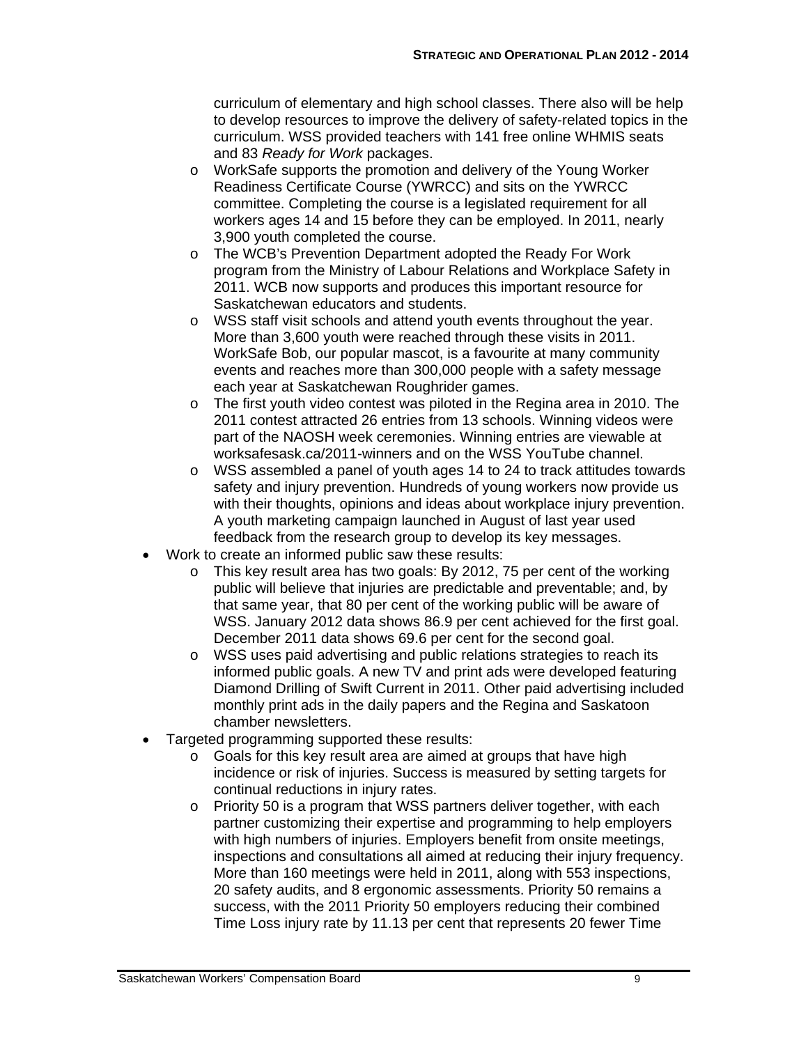- curriculum of elementary and high school classes. There also will be help to develop resources to improve the delivery of safety-related topics in the curriculum. WSS provided teachers with 141 free online WHMIS seats and 83 *Ready for Work* packages.
  - WorkSafe supports the promotion and delivery of the Young Worker Readiness Certificate Course (YWRCC) and sits on the YWRCC committee. Completing the course is a legislated requirement for all workers ages 14 and 15 before they can be employed. In 2011, nearly 3,900 youth completed the course.
  - The WCB's Prevention Department adopted the Ready For Work program from the Ministry of Labour Relations and Workplace Safety in 2011. WCB now supports and produces this important resource for Saskatchewan educators and students.
  - WSS staff visit schools and attend youth events throughout the year. More than 3,600 youth were reached through these visits in 2011. WorkSafe Bob, our popular mascot, is a favourite at many community events and reaches more than 300,000 people with a safety message each year at Saskatchewan Roughrider games.
  - The first youth video contest was piloted in the Regina area in 2010. The 2011 contest attracted 26 entries from 13 schools. Winning videos were part of the NAOSH week ceremonies. Winning entries are viewable at worksafesask.ca/2011-winners and on the WSS YouTube channel.
  - WSS assembled a panel of youth ages 14 to 24 to track attitudes towards safety and injury prevention. Hundreds of young workers now provide us with their thoughts, opinions and ideas about workplace injury prevention. A youth marketing campaign launched in August of last year used feedback from the research group to develop its key messages.
- Work to create an informed public saw these results:
  - This key result area has two goals: By 2012, 75 per cent of the working public will believe that injuries are predictable and preventable; and, by that same year, that 80 per cent of the working public will be aware of WSS. January 2012 data shows 86.9 per cent achieved for the first goal. December 2011 data shows 69.6 per cent for the second goal.
  - WSS uses paid advertising and public relations strategies to reach its informed public goals. A new TV and print ads were developed featuring Diamond Drilling of Swift Current in 2011. Other paid advertising included monthly print ads in the daily papers and the Regina and Saskatoon chamber newsletters.
- Targeted programming supported these results:
  - Goals for this key result area are aimed at groups that have high incidence or risk of injuries. Success is measured by setting targets for continual reductions in injury rates.
  - Priority 50 is a program that WSS partners deliver together, with each partner customizing their expertise and programming to help employers with high numbers of injuries. Employers benefit from onsite meetings, inspections and consultations all aimed at reducing their injury frequency. More than 160 meetings were held in 2011, along with 553 inspections, 20 safety audits, and 8 ergonomic assessments. Priority 50 remains a success, with the 2011 Priority 50 employers reducing their combined Time Loss injury rate by 11.13 per cent that represents 20 fewer Time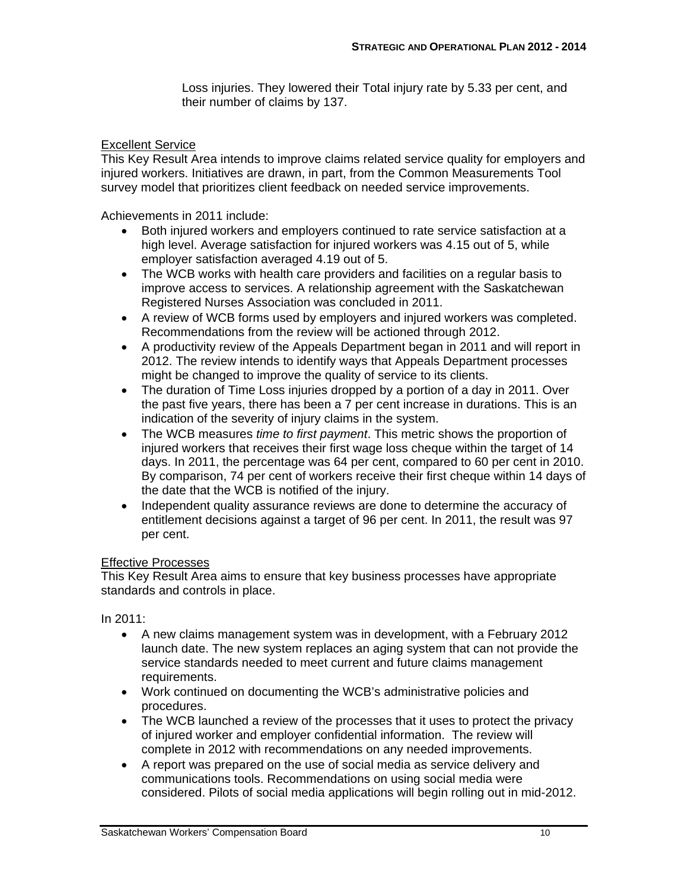Loss injuries. They lowered their Total injury rate by 5.33 per cent, and their number of claims by 137.

Excellent Service

This Key Result Area intends to improve claims related service quality for employers and injured workers. Initiatives are drawn, in part, from the Common Measurements Tool survey model that prioritizes client feedback on needed service improvements.

Achievements in 2011 include:

- Both injured workers and employers continued to rate service satisfaction at a high level. Average satisfaction for injured workers was 4.15 out of 5, while employer satisfaction averaged 4.19 out of 5.
- The WCB works with health care providers and facilities on a regular basis to improve access to services. A relationship agreement with the Saskatchewan Registered Nurses Association was concluded in 2011.
- A review of WCB forms used by employers and injured workers was completed. Recommendations from the review will be actioned through 2012.
- A productivity review of the Appeals Department began in 2011 and will report in 2012. The review intends to identify ways that Appeals Department processes might be changed to improve the quality of service to its clients.
- The duration of Time Loss injuries dropped by a portion of a day in 2011. Over the past five years, there has been a 7 per cent increase in durations. This is an indication of the severity of injury claims in the system.
- The WCB measures *time to first payment*. This metric shows the proportion of injured workers that receives their first wage loss cheque within the target of 14 days. In 2011, the percentage was 64 per cent, compared to 60 per cent in 2010. By comparison, 74 per cent of workers receive their first cheque within 14 days of the date that the WCB is notified of the injury.
- Independent quality assurance reviews are done to determine the accuracy of entitlement decisions against a target of 96 per cent. In 2011, the result was 97 per cent.

Effective Processes

This Key Result Area aims to ensure that key business processes have appropriate standards and controls in place.

In 2011:

- A new claims management system was in development, with a February 2012 launch date. The new system replaces an aging system that can not provide the service standards needed to meet current and future claims management requirements.
- Work continued on documenting the WCB's administrative policies and procedures.
- The WCB launched a review of the processes that it uses to protect the privacy of injured worker and employer confidential information. The review will complete in 2012 with recommendations on any needed improvements.
- A report was prepared on the use of social media as service delivery and communications tools. Recommendations on using social media were considered. Pilots of social media applications will begin rolling out in mid-2012.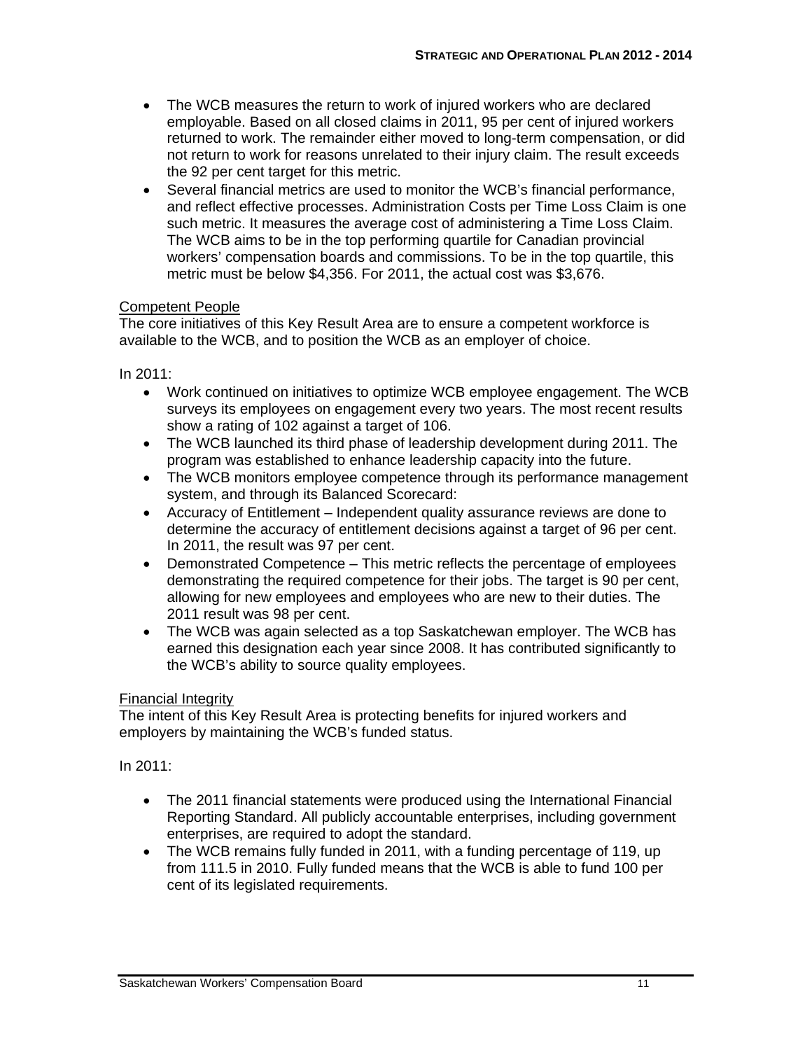- The WCB measures the return to work of injured workers who are declared employable. Based on all closed claims in 2011, 95 per cent of injured workers returned to work. The remainder either moved to long-term compensation, or did not return to work for reasons unrelated to their injury claim. The result exceeds the 92 per cent target for this metric.
- Several financial metrics are used to monitor the WCB's financial performance, and reflect effective processes. Administration Costs per Time Loss Claim is one such metric. It measures the average cost of administering a Time Loss Claim. The WCB aims to be in the top performing quartile for Canadian provincial workers' compensation boards and commissions. To be in the top quartile, this metric must be below $4,356. For 2011, the actual cost was $3,676.

Competent People

The core initiatives of this Key Result Area are to ensure a competent workforce is available to the WCB, and to position the WCB as an employer of choice.

In 2011:

- Work continued on initiatives to optimize WCB employee engagement. The WCB surveys its employees on engagement every two years. The most recent results show a rating of 102 against a target of 106.
- The WCB launched its third phase of leadership development during 2011. The program was established to enhance leadership capacity into the future.
- The WCB monitors employee competence through its performance management system, and through its Balanced Scorecard:
- Accuracy of Entitlement – Independent quality assurance reviews are done to determine the accuracy of entitlement decisions against a target of 96 per cent. In 2011, the result was 97 per cent.
- Demonstrated Competence – This metric reflects the percentage of employees demonstrating the required competence for their jobs. The target is 90 per cent, allowing for new employees and employees who are new to their duties. The 2011 result was 98 per cent.
- The WCB was again selected as a top Saskatchewan employer. The WCB has earned this designation each year since 2008. It has contributed significantly to the WCB's ability to source quality employees.

Financial Integrity

The intent of this Key Result Area is protecting benefits for injured workers and employers by maintaining the WCB's funded status.

In 2011:

- The 2011 financial statements were produced using the International Financial Reporting Standard. All publicly accountable enterprises, including government enterprises, are required to adopt the standard.
- The WCB remains fully funded in 2011, with a funding percentage of 119, up from 111.5 in 2010. Fully funded means that the WCB is able to fund 100 per cent of its legislated requirements.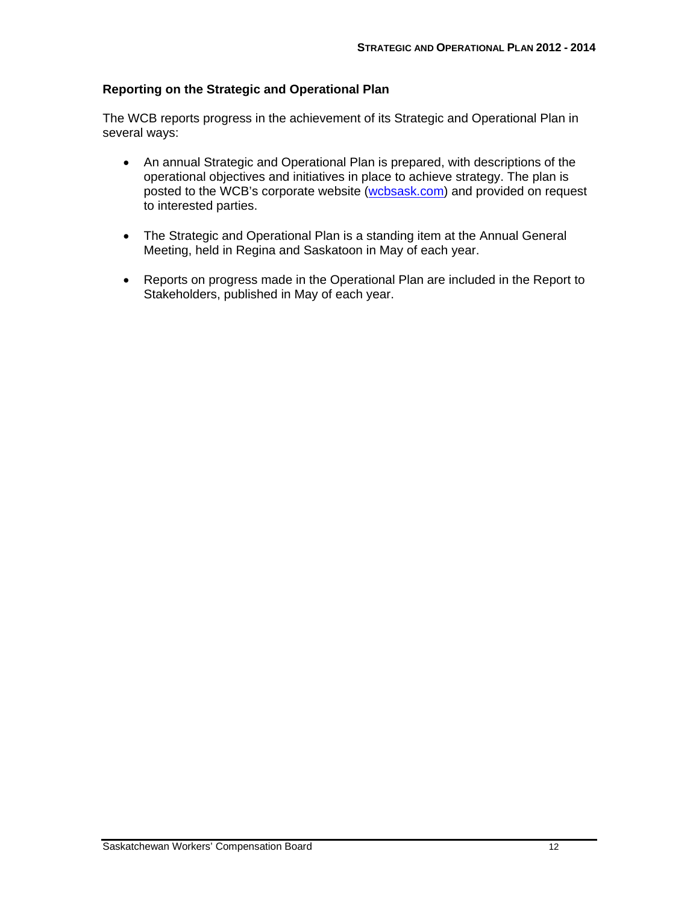## Reporting on the Strategic and Operational Plan

The WCB reports progress in the achievement of its Strategic and Operational Plan in several ways:

- An annual Strategic and Operational Plan is prepared, with descriptions of the operational objectives and initiatives in place to achieve strategy. The plan is posted to the WCB's corporate website (wcbsask.com) and provided on request to interested parties.
- The Strategic and Operational Plan is a standing item at the Annual General Meeting, held in Regina and Saskatoon in May of each year.
- Reports on progress made in the Operational Plan are included in the Report to Stakeholders, published in May of each year.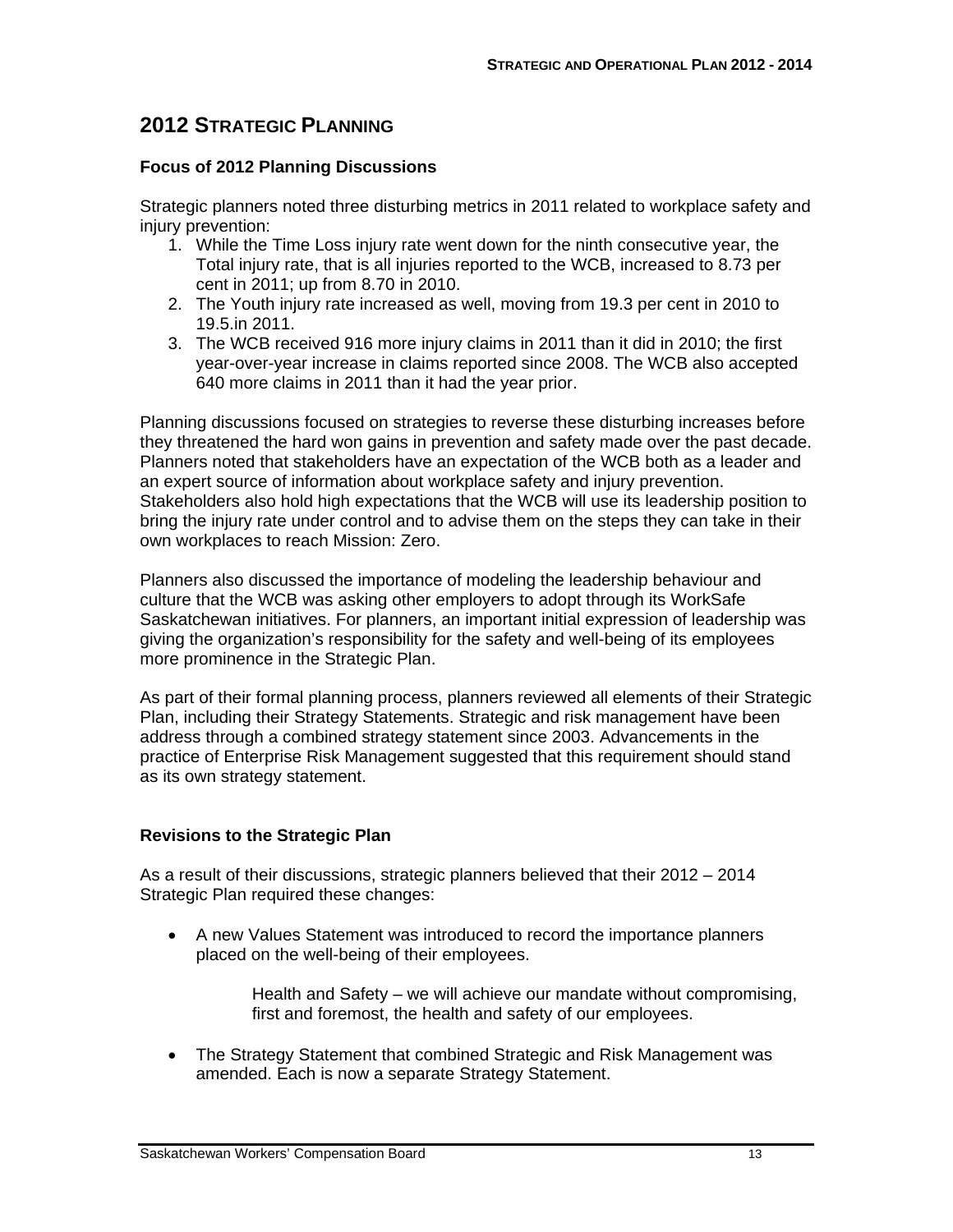## 2012 Strategic Planning

### Focus of 2012 Planning Discussions

Strategic planners noted three disturbing metrics in 2011 related to workplace safety and injury prevention:

1. While the Time Loss injury rate went down for the ninth consecutive year, the Total injury rate, that is all injuries reported to the WCB, increased to 8.73 per cent in 2011; up from 8.70 in 2010.
2. The Youth injury rate increased as well, moving from 19.3 per cent in 2010 to 19.5.in 2011.
3. The WCB received 916 more injury claims in 2011 than it did in 2010; the first year-over-year increase in claims reported since 2008. The WCB also accepted 640 more claims in 2011 than it had the year prior.

Planning discussions focused on strategies to reverse these disturbing increases before they threatened the hard won gains in prevention and safety made over the past decade. Planners noted that stakeholders have an expectation of the WCB both as a leader and an expert source of information about workplace safety and injury prevention. Stakeholders also hold high expectations that the WCB will use its leadership position to bring the injury rate under control and to advise them on the steps they can take in their own workplaces to reach Mission: Zero.

Planners also discussed the importance of modeling the leadership behaviour and culture that the WCB was asking other employers to adopt through its WorkSafe Saskatchewan initiatives. For planners, an important initial expression of leadership was giving the organization's responsibility for the safety and well-being of its employees more prominence in the Strategic Plan.

As part of their formal planning process, planners reviewed all elements of their Strategic Plan, including their Strategy Statements. Strategic and risk management have been address through a combined strategy statement since 2003. Advancements in the practice of Enterprise Risk Management suggested that this requirement should stand as its own strategy statement.

### Revisions to the Strategic Plan

As a result of their discussions, strategic planners believed that their 2012 – 2014 Strategic Plan required these changes:

- A new Values Statement was introduced to record the importance planners placed on the well-being of their employees.

  > Health and Safety – we will achieve our mandate without compromising, first and foremost, the health and safety of our employees.

- The Strategy Statement that combined Strategic and Risk Management was amended. Each is now a separate Strategy Statement.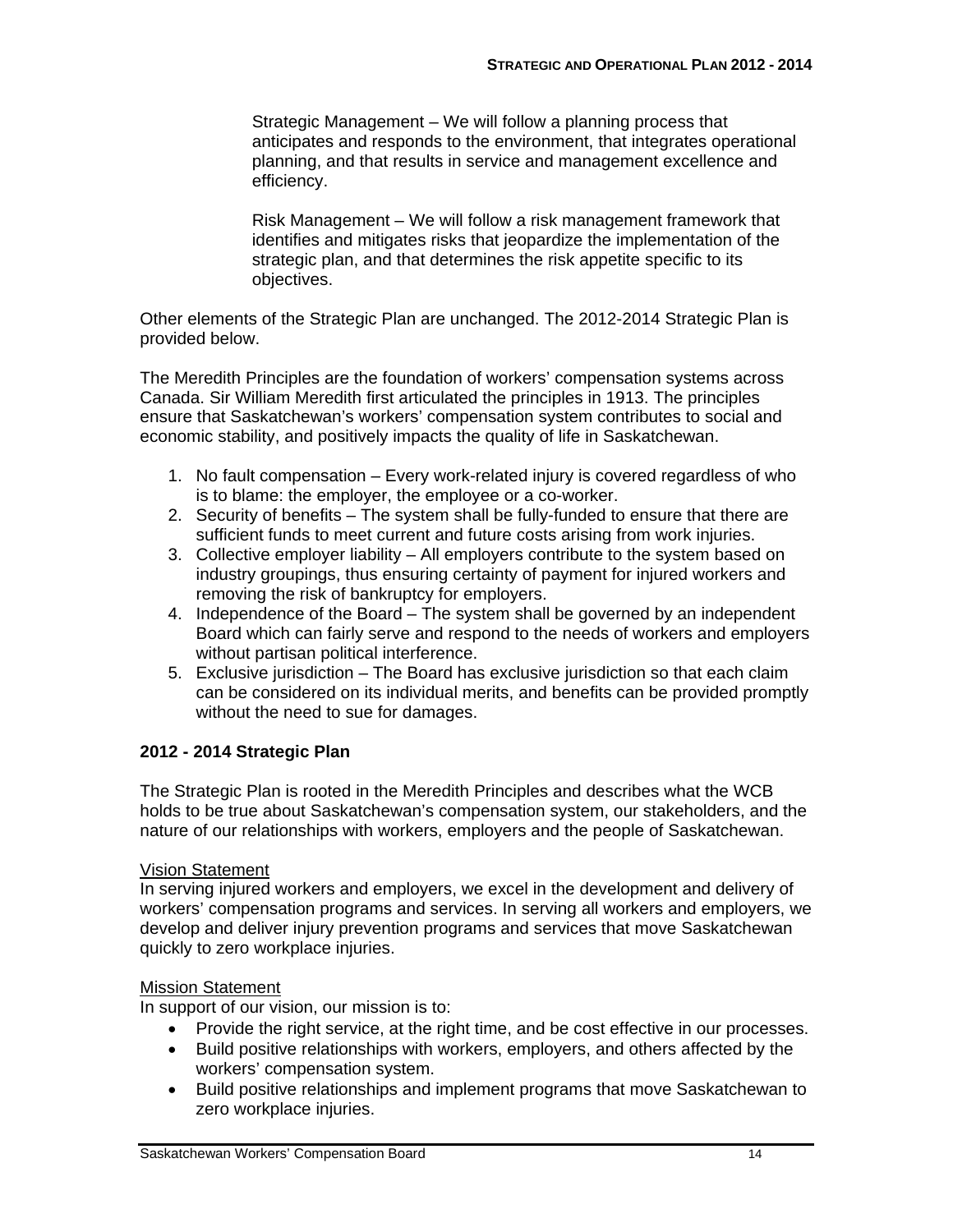Strategic Management – We will follow a planning process that anticipates and responds to the environment, that integrates operational planning, and that results in service and management excellence and efficiency.

Risk Management – We will follow a risk management framework that identifies and mitigates risks that jeopardize the implementation of the strategic plan, and that determines the risk appetite specific to its objectives.

Other elements of the Strategic Plan are unchanged. The 2012-2014 Strategic Plan is provided below.

The Meredith Principles are the foundation of workers' compensation systems across Canada. Sir William Meredith first articulated the principles in 1913. The principles ensure that Saskatchewan's workers' compensation system contributes to social and economic stability, and positively impacts the quality of life in Saskatchewan.

1. No fault compensation – Every work-related injury is covered regardless of who is to blame: the employer, the employee or a co-worker.
2. Security of benefits – The system shall be fully-funded to ensure that there are sufficient funds to meet current and future costs arising from work injuries.
3. Collective employer liability – All employers contribute to the system based on industry groupings, thus ensuring certainty of payment for injured workers and removing the risk of bankruptcy for employers.
4. Independence of the Board – The system shall be governed by an independent Board which can fairly serve and respond to the needs of workers and employers without partisan political interference.
5. Exclusive jurisdiction – The Board has exclusive jurisdiction so that each claim can be considered on its individual merits, and benefits can be provided promptly without the need to sue for damages.

**2012 - 2014 Strategic Plan**

The Strategic Plan is rooted in the Meredith Principles and describes what the WCB holds to be true about Saskatchewan's compensation system, our stakeholders, and the nature of our relationships with workers, employers and the people of Saskatchewan.

Vision Statement

In serving injured workers and employers, we excel in the development and delivery of workers' compensation programs and services. In serving all workers and employers, we develop and deliver injury prevention programs and services that move Saskatchewan quickly to zero workplace injuries.

Mission Statement

In support of our vision, our mission is to:

- Provide the right service, at the right time, and be cost effective in our processes.
- Build positive relationships with workers, employers, and others affected by the workers' compensation system.
- Build positive relationships and implement programs that move Saskatchewan to zero workplace injuries.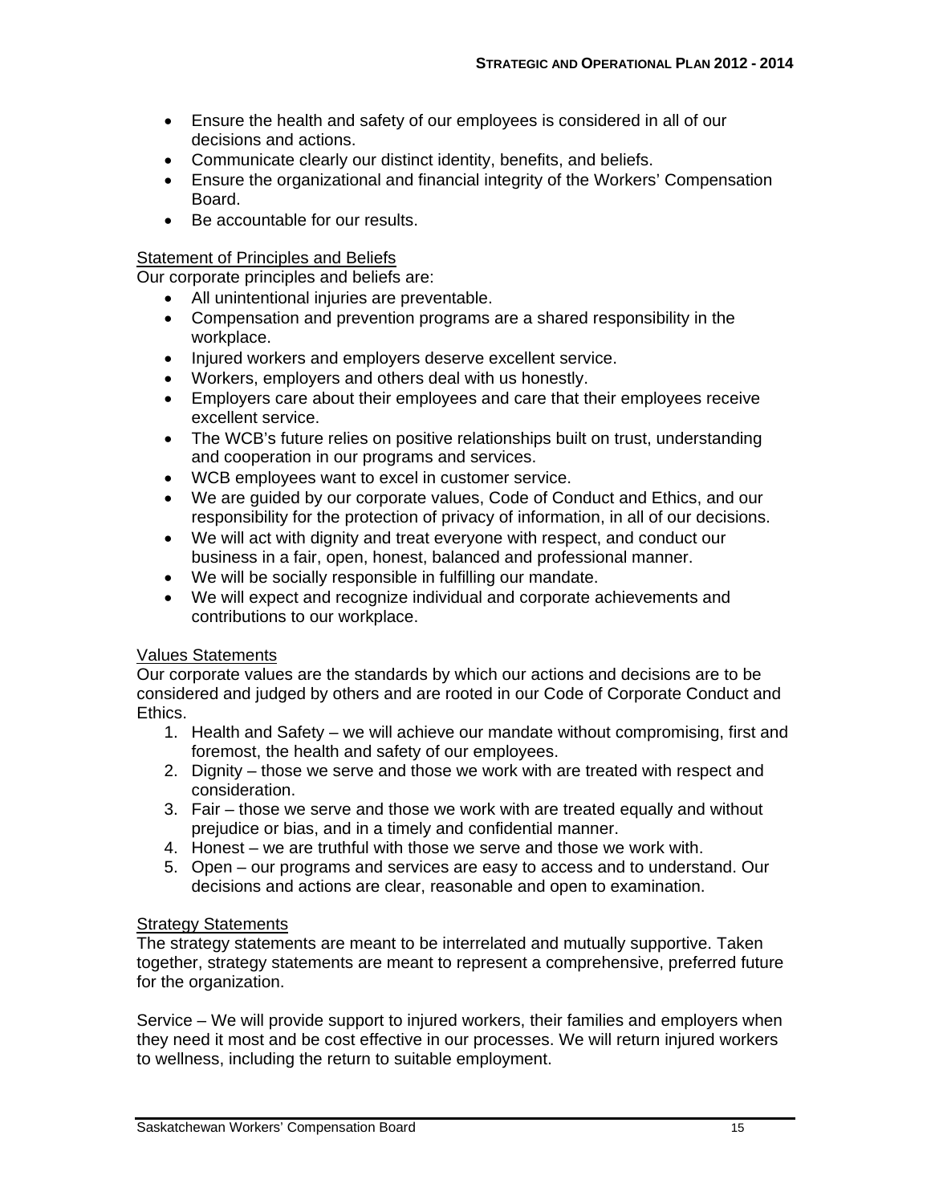- Ensure the health and safety of our employees is considered in all of our decisions and actions.
- Communicate clearly our distinct identity, benefits, and beliefs.
- Ensure the organizational and financial integrity of the Workers' Compensation Board.
- Be accountable for our results.

Statement of Principles and Beliefs

Our corporate principles and beliefs are:

- All unintentional injuries are preventable.
- Compensation and prevention programs are a shared responsibility in the workplace.
- Injured workers and employers deserve excellent service.
- Workers, employers and others deal with us honestly.
- Employers care about their employees and care that their employees receive excellent service.
- The WCB's future relies on positive relationships built on trust, understanding and cooperation in our programs and services.
- WCB employees want to excel in customer service.
- We are guided by our corporate values, Code of Conduct and Ethics, and our responsibility for the protection of privacy of information, in all of our decisions.
- We will act with dignity and treat everyone with respect, and conduct our business in a fair, open, honest, balanced and professional manner.
- We will be socially responsible in fulfilling our mandate.
- We will expect and recognize individual and corporate achievements and contributions to our workplace.

Values Statements

Our corporate values are the standards by which our actions and decisions are to be considered and judged by others and are rooted in our Code of Corporate Conduct and Ethics.

1. Health and Safety – we will achieve our mandate without compromising, first and foremost, the health and safety of our employees.
2. Dignity – those we serve and those we work with are treated with respect and consideration.
3. Fair – those we serve and those we work with are treated equally and without prejudice or bias, and in a timely and confidential manner.
4. Honest – we are truthful with those we serve and those we work with.
5. Open – our programs and services are easy to access and to understand. Our decisions and actions are clear, reasonable and open to examination.

Strategy Statements

The strategy statements are meant to be interrelated and mutually supportive. Taken together, strategy statements are meant to represent a comprehensive, preferred future for the organization.

Service – We will provide support to injured workers, their families and employers when they need it most and be cost effective in our processes. We will return injured workers to wellness, including the return to suitable employment.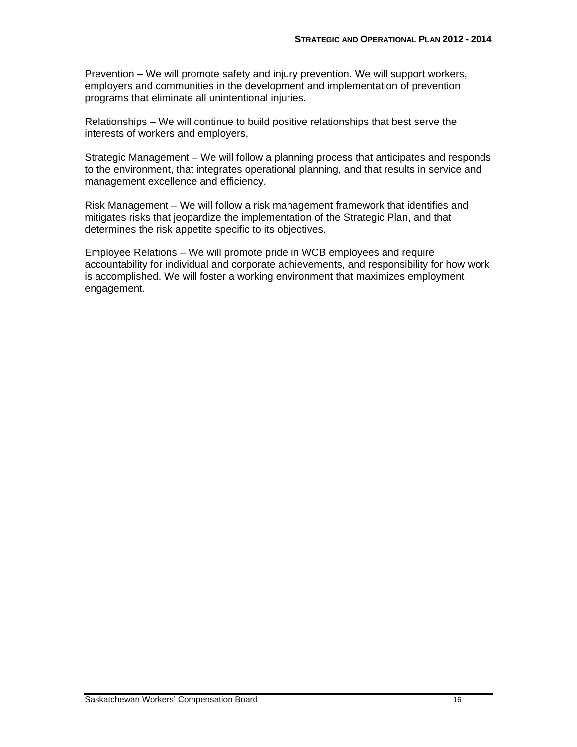Prevention – We will promote safety and injury prevention. We will support workers, employers and communities in the development and implementation of prevention programs that eliminate all unintentional injuries.

Relationships – We will continue to build positive relationships that best serve the interests of workers and employers.

Strategic Management – We will follow a planning process that anticipates and responds to the environment, that integrates operational planning, and that results in service and management excellence and efficiency.

Risk Management – We will follow a risk management framework that identifies and mitigates risks that jeopardize the implementation of the Strategic Plan, and that determines the risk appetite specific to its objectives.

Employee Relations – We will promote pride in WCB employees and require accountability for individual and corporate achievements, and responsibility for how work is accomplished. We will foster a working environment that maximizes employment engagement.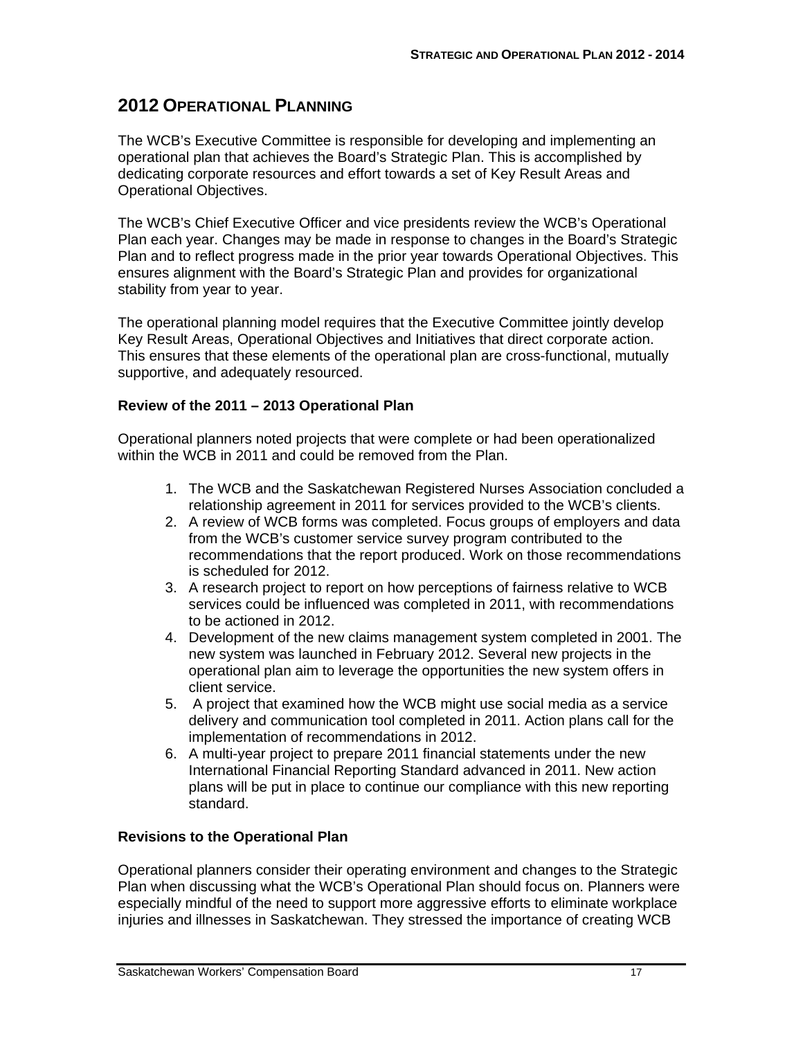## 2012 OPERATIONAL PLANNING

The WCB's Executive Committee is responsible for developing and implementing an operational plan that achieves the Board's Strategic Plan. This is accomplished by dedicating corporate resources and effort towards a set of Key Result Areas and Operational Objectives.

The WCB's Chief Executive Officer and vice presidents review the WCB's Operational Plan each year. Changes may be made in response to changes in the Board's Strategic Plan and to reflect progress made in the prior year towards Operational Objectives. This ensures alignment with the Board's Strategic Plan and provides for organizational stability from year to year.

The operational planning model requires that the Executive Committee jointly develop Key Result Areas, Operational Objectives and Initiatives that direct corporate action. This ensures that these elements of the operational plan are cross-functional, mutually supportive, and adequately resourced.

### Review of the 2011 – 2013 Operational Plan

Operational planners noted projects that were complete or had been operationalized within the WCB in 2011 and could be removed from the Plan.

1. The WCB and the Saskatchewan Registered Nurses Association concluded a relationship agreement in 2011 for services provided to the WCB's clients.
2. A review of WCB forms was completed. Focus groups of employers and data from the WCB's customer service survey program contributed to the recommendations that the report produced. Work on those recommendations is scheduled for 2012.
3. A research project to report on how perceptions of fairness relative to WCB services could be influenced was completed in 2011, with recommendations to be actioned in 2012.
4. Development of the new claims management system completed in 2001. The new system was launched in February 2012. Several new projects in the operational plan aim to leverage the opportunities the new system offers in client service.
5. A project that examined how the WCB might use social media as a service delivery and communication tool completed in 2011. Action plans call for the implementation of recommendations in 2012.
6. A multi-year project to prepare 2011 financial statements under the new International Financial Reporting Standard advanced in 2011. New action plans will be put in place to continue our compliance with this new reporting standard.

### Revisions to the Operational Plan

Operational planners consider their operating environment and changes to the Strategic Plan when discussing what the WCB's Operational Plan should focus on. Planners were especially mindful of the need to support more aggressive efforts to eliminate workplace injuries and illnesses in Saskatchewan. They stressed the importance of creating WCB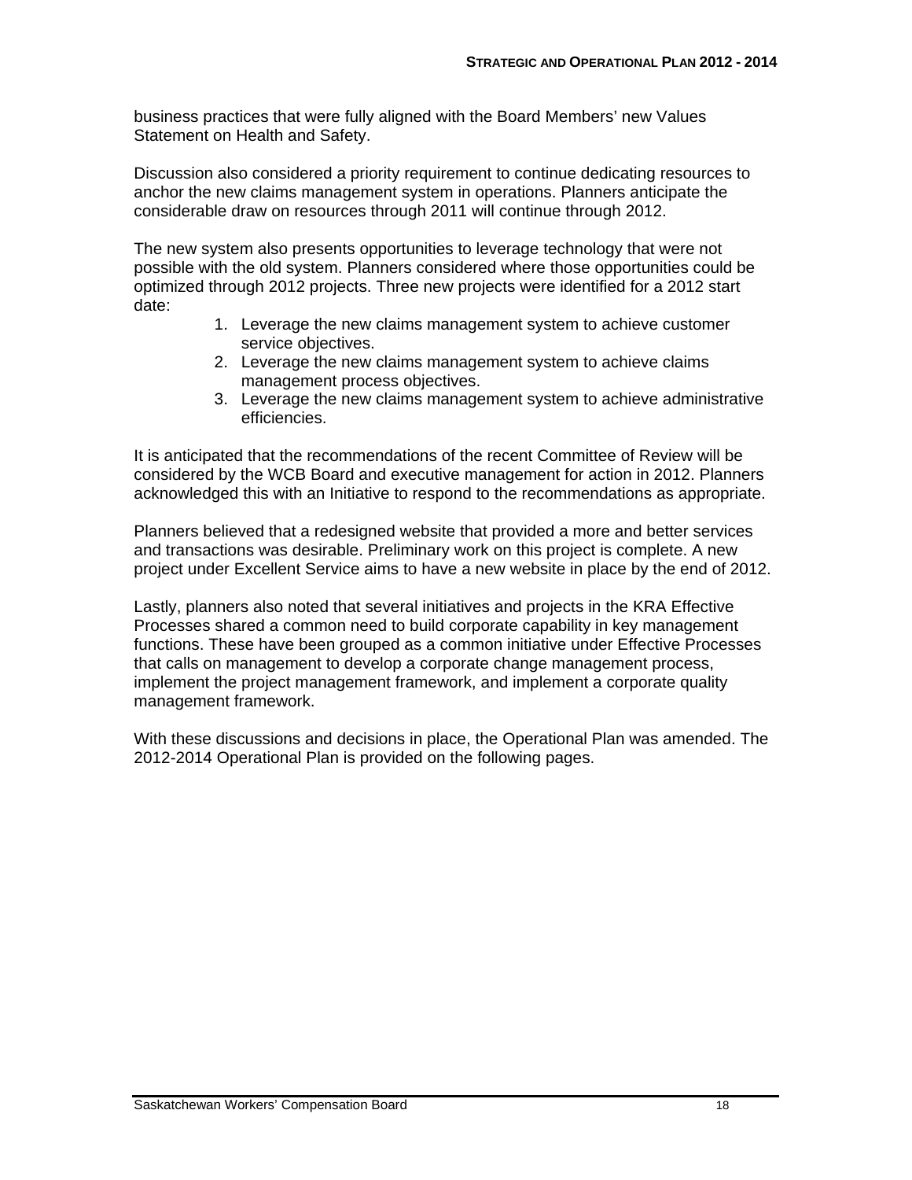business practices that were fully aligned with the Board Members' new Values Statement on Health and Safety.

Discussion also considered a priority requirement to continue dedicating resources to anchor the new claims management system in operations. Planners anticipate the considerable draw on resources through 2011 will continue through 2012.

The new system also presents opportunities to leverage technology that were not possible with the old system. Planners considered where those opportunities could be optimized through 2012 projects. Three new projects were identified for a 2012 start date:

1. Leverage the new claims management system to achieve customer service objectives.
2. Leverage the new claims management system to achieve claims management process objectives.
3. Leverage the new claims management system to achieve administrative efficiencies.

It is anticipated that the recommendations of the recent Committee of Review will be considered by the WCB Board and executive management for action in 2012. Planners acknowledged this with an Initiative to respond to the recommendations as appropriate.

Planners believed that a redesigned website that provided a more and better services and transactions was desirable. Preliminary work on this project is complete. A new project under Excellent Service aims to have a new website in place by the end of 2012.

Lastly, planners also noted that several initiatives and projects in the KRA Effective Processes shared a common need to build corporate capability in key management functions. These have been grouped as a common initiative under Effective Processes that calls on management to develop a corporate change management process, implement the project management framework, and implement a corporate quality management framework.

With these discussions and decisions in place, the Operational Plan was amended. The 2012-2014 Operational Plan is provided on the following pages.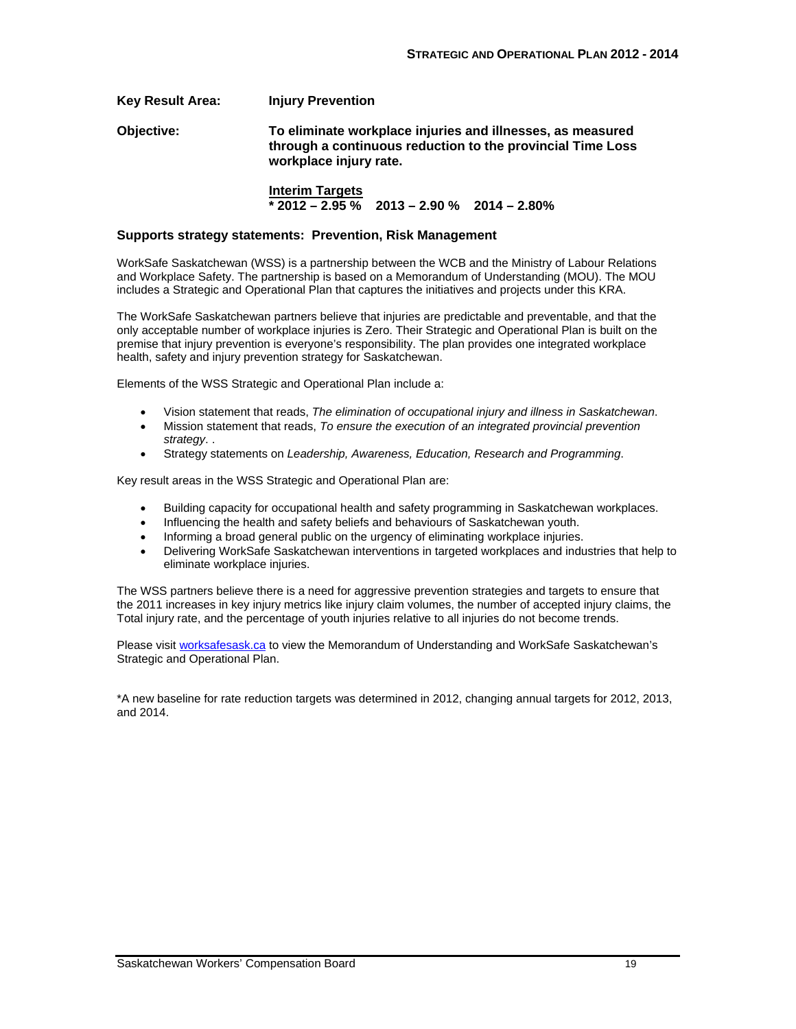**Key Result Area:** **Injury Prevention**

**Objective:** **To eliminate workplace injuries and illnesses, as measured through a continuous reduction to the provincial Time Loss workplace injury rate.**

**Interim Targets**
**\* 2012 – 2.95 % 2013 – 2.90 % 2014 – 2.80%**

### Supports strategy statements: Prevention, Risk Management

WorkSafe Saskatchewan (WSS) is a partnership between the WCB and the Ministry of Labour Relations and Workplace Safety. The partnership is based on a Memorandum of Understanding (MOU). The MOU includes a Strategic and Operational Plan that captures the initiatives and projects under this KRA.

The WorkSafe Saskatchewan partners believe that injuries are predictable and preventable, and that the only acceptable number of workplace injuries is Zero. Their Strategic and Operational Plan is built on the premise that injury prevention is everyone's responsibility. The plan provides one integrated workplace health, safety and injury prevention strategy for Saskatchewan.

Elements of the WSS Strategic and Operational Plan include a:

- Vision statement that reads, *The elimination of occupational injury and illness in Saskatchewan*.
- Mission statement that reads, *To ensure the execution of an integrated provincial prevention strategy*. .
- Strategy statements on *Leadership, Awareness, Education, Research and Programming*.

Key result areas in the WSS Strategic and Operational Plan are:

- Building capacity for occupational health and safety programming in Saskatchewan workplaces.
- Influencing the health and safety beliefs and behaviours of Saskatchewan youth.
- Informing a broad general public on the urgency of eliminating workplace injuries.
- Delivering WorkSafe Saskatchewan interventions in targeted workplaces and industries that help to eliminate workplace injuries.

The WSS partners believe there is a need for aggressive prevention strategies and targets to ensure that the 2011 increases in key injury metrics like injury claim volumes, the number of accepted injury claims, the Total injury rate, and the percentage of youth injuries relative to all injuries do not become trends.

Please visit worksafesask.ca to view the Memorandum of Understanding and WorkSafe Saskatchewan's Strategic and Operational Plan.

*A new baseline for rate reduction targets was determined in 2012, changing annual targets for 2012, 2013, and 2014.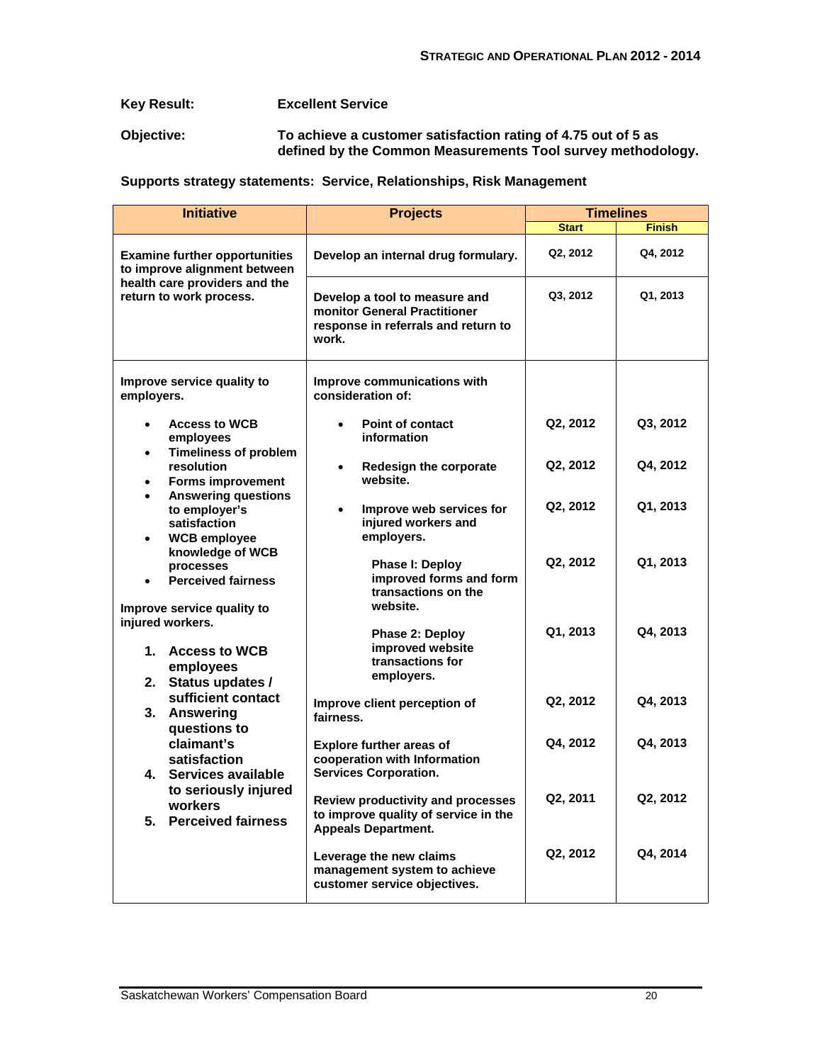**Key Result:** Excellent Service

**Objective:** To achieve a customer satisfaction rating of 4.75 out of 5 as defined by the Common Measurements Tool survey methodology.

**Supports strategy statements: Service, Relationships, Risk Management**

| Initiative | Projects | Timelines | |
|---|---|---|---|
| | | Start | Finish |
| Examine further opportunities to improve alignment between health care providers and the return to work process. | Develop an internal drug formulary. | Q2, 2012 | Q4, 2012 |
| | Develop a tool to measure and monitor General Practitioner response in referrals and return to work. | Q3, 2012 | Q1, 2013 |
| Improve service quality to employers.<br>• Access to WCB employees<br>• Timeliness of problem resolution<br>• Forms improvement<br>• Answering questions to employer's satisfaction<br>• WCB employee knowledge of WCB processes<br>• Perceived fairness<br><br>Improve service quality to injured workers.<br>1. Access to WCB employees<br>2. Status updates / sufficient contact<br>3. Answering questions to claimant's satisfaction<br>4. Services available to seriously injured workers<br>5. Perceived fairness | Improve communications with consideration of: | | |
| | • Point of contact information | Q2, 2012 | Q3, 2012 |
| | • Redesign the corporate website. | Q2, 2012 | Q4, 2012 |
| | • Improve web services for injured workers and employers. | Q2, 2012 | Q1, 2013 |
| | Phase I: Deploy improved forms and form transactions on the website. | Q2, 2012 | Q1, 2013 |
| | Phase 2: Deploy improved website transactions for employers. | Q1, 2013 | Q4, 2013 |
| | Improve client perception of fairness. | Q2, 2012 | Q4, 2013 |
| | Explore further areas of cooperation with Information Services Corporation. | Q4, 2012 | Q4, 2013 |
| | Review productivity and processes to improve quality of service in the Appeals Department. | Q2, 2011 | Q2, 2012 |
| | Leverage the new claims management system to achieve customer service objectives. | Q2, 2012 | Q4, 2014 |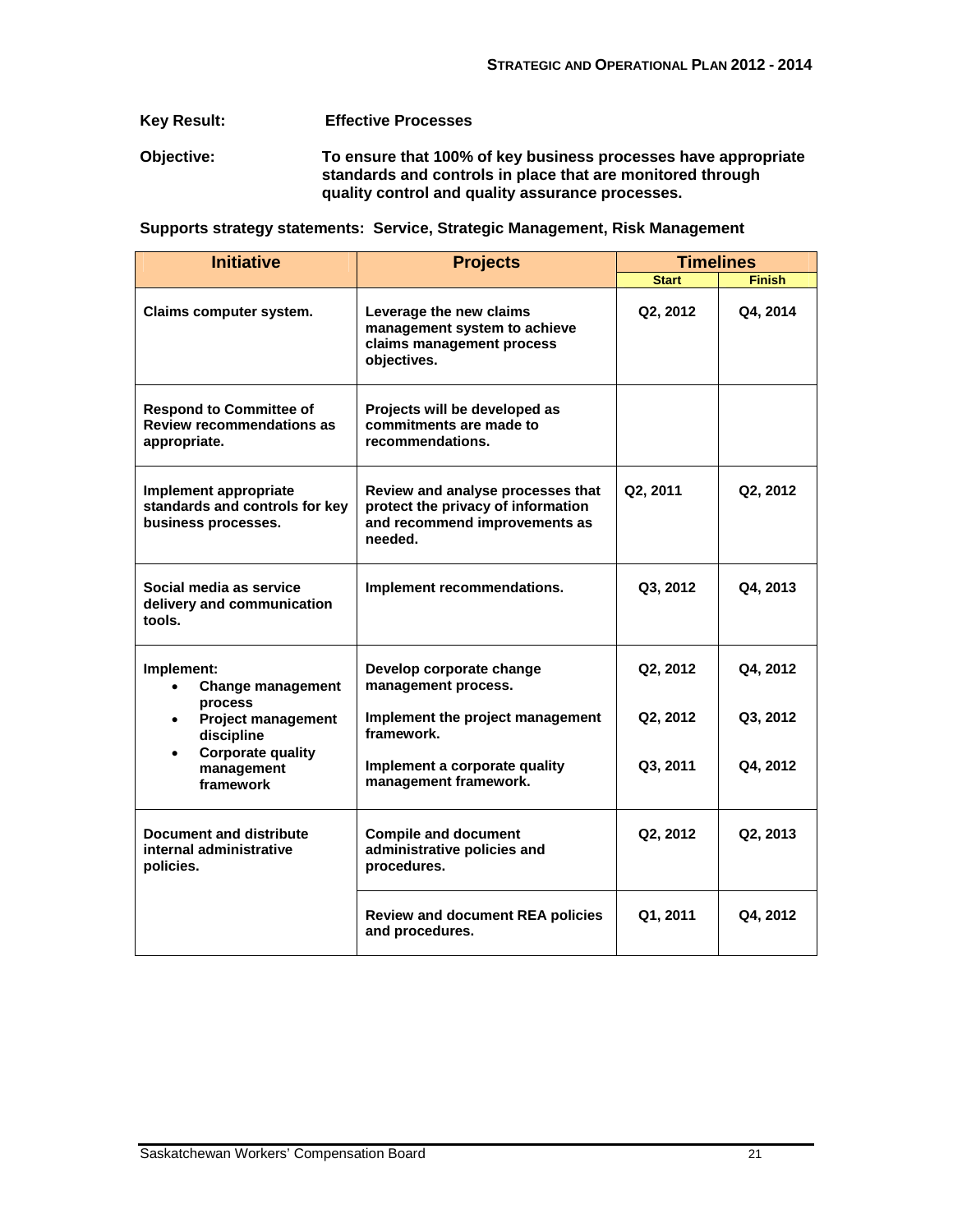**Key Result:** **Effective Processes**

**Objective:** **To ensure that 100% of key business processes have appropriate standards and controls in place that are monitored through quality control and quality assurance processes.**

**Supports strategy statements: Service, Strategic Management, Risk Management**

| Initiative | Projects | Timelines | |
|---|---|---|---|
| | | Start | Finish |
| Claims computer system. | Leverage the new claims management system to achieve claims management process objectives. | Q2, 2012 | Q4, 2014 |
| Respond to Committee of Review recommendations as appropriate. | Projects will be developed as commitments are made to recommendations. | | |
| Implement appropriate standards and controls for key business processes. | Review and analyse processes that protect the privacy of information and recommend improvements as needed. | Q2, 2011 | Q2, 2012 |
| Social media as service delivery and communication tools. | Implement recommendations. | Q3, 2012 | Q4, 2013 |
| Implement:<br>• Change management process<br>• Project management discipline<br>• Corporate quality management framework | Develop corporate change management process.<br><br>Implement the project management framework.<br><br>Implement a corporate quality management framework. | Q2, 2012<br><br>Q2, 2012<br><br>Q3, 2011 | Q4, 2012<br><br>Q3, 2012<br><br>Q4, 2012 |
| Document and distribute internal administrative policies. | Compile and document administrative policies and procedures. | Q2, 2012 | Q2, 2013 |
| | Review and document REA policies and procedures. | Q1, 2011 | Q4, 2012 |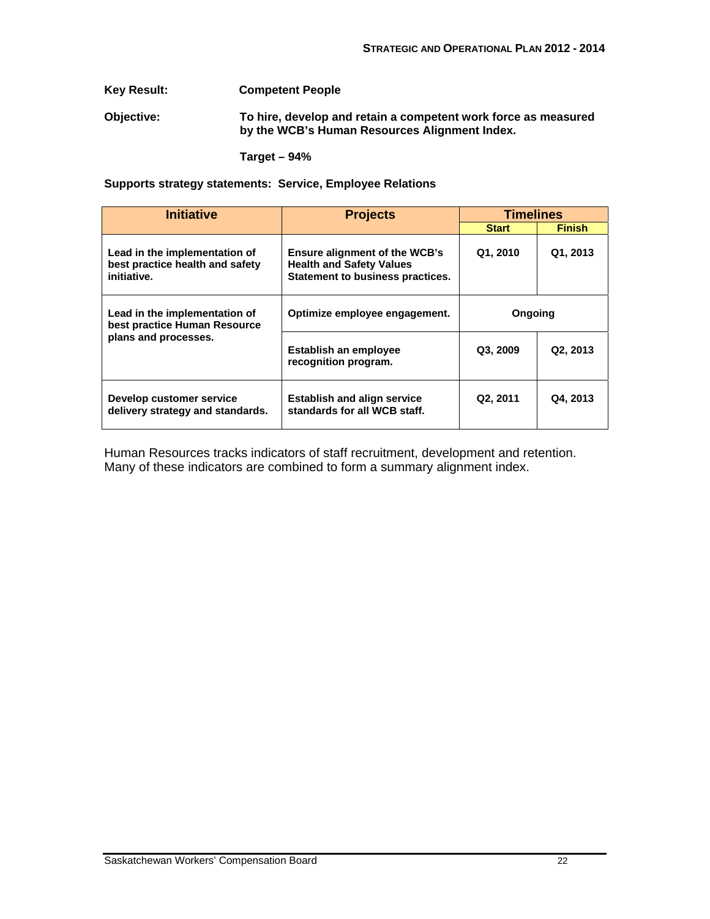**Key Result:** **Competent People**

**Objective:** **To hire, develop and retain a competent work force as measured by the WCB's Human Resources Alignment Index.**

**Target – 94%**

**Supports strategy statements: Service, Employee Relations**

| Initiative | Projects | Timelines | |
|---|---|---|---|
| | | Start | Finish |
| Lead in the implementation of best practice health and safety initiative. | Ensure alignment of the WCB's Health and Safety Values Statement to business practices. | Q1, 2010 | Q1, 2013 |
| Lead in the implementation of best practice Human Resource plans and processes. | Optimize employee engagement. | Ongoing | |
| | Establish an employee recognition program. | Q3, 2009 | Q2, 2013 |
| Develop customer service delivery strategy and standards. | Establish and align service standards for all WCB staff. | Q2, 2011 | Q4, 2013 |

Human Resources tracks indicators of staff recruitment, development and retention. Many of these indicators are combined to form a summary alignment index.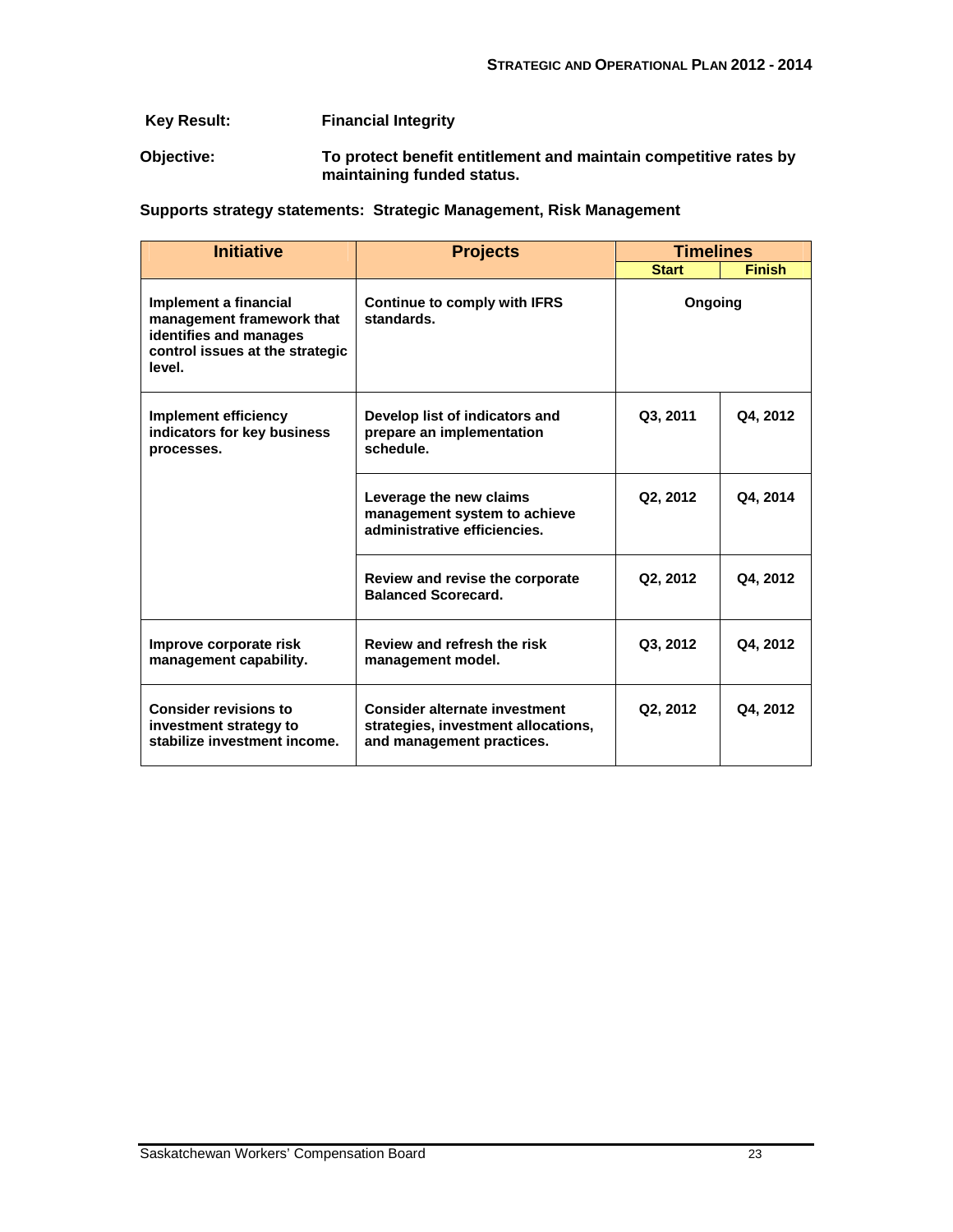**Key Result:** **Financial Integrity**

**Objective:** **To protect benefit entitlement and maintain competitive rates by maintaining funded status.**

**Supports strategy statements: Strategic Management, Risk Management**

| Initiative | Projects | Timelines | |
|---|---|---|---|
| | | Start | Finish |
| Implement a financial management framework that identifies and manages control issues at the strategic level. | Continue to comply with IFRS standards. | Ongoing | |
| Implement efficiency indicators for key business processes. | Develop list of indicators and prepare an implementation schedule. | Q3, 2011 | Q4, 2012 |
| | Leverage the new claims management system to achieve administrative efficiencies. | Q2, 2012 | Q4, 2014 |
| | Review and revise the corporate Balanced Scorecard. | Q2, 2012 | Q4, 2012 |
| Improve corporate risk management capability. | Review and refresh the risk management model. | Q3, 2012 | Q4, 2012 |
| Consider revisions to investment strategy to stabilize investment income. | Consider alternate investment strategies, investment allocations, and management practices. | Q2, 2012 | Q4, 2012 |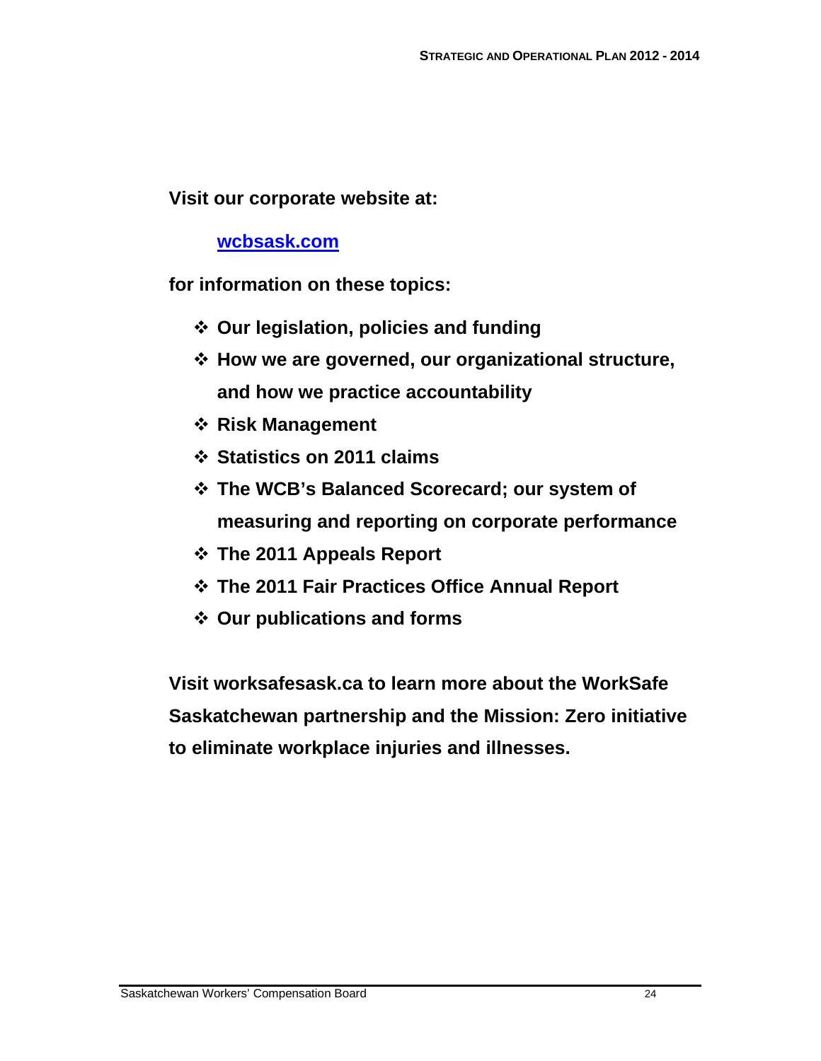**Visit our corporate website at:**

**[wcbsask.com](wcbsask.com)**

**for information on these topics:**

- **Our legislation, policies and funding**
- **How we are governed, our organizational structure, and how we practice accountability**
- **Risk Management**
- **Statistics on 2011 claims**
- **The WCB's Balanced Scorecard; our system of measuring and reporting on corporate performance**
- **The 2011 Appeals Report**
- **The 2011 Fair Practices Office Annual Report**
- **Our publications and forms**

**Visit worksafesask.ca to learn more about the WorkSafe Saskatchewan partnership and the Mission: Zero initiative to eliminate workplace injuries and illnesses.**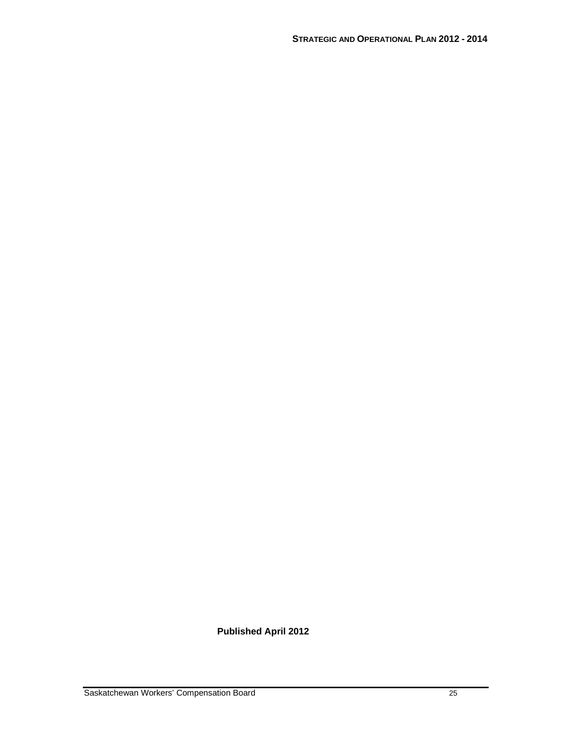**Published April 2012**